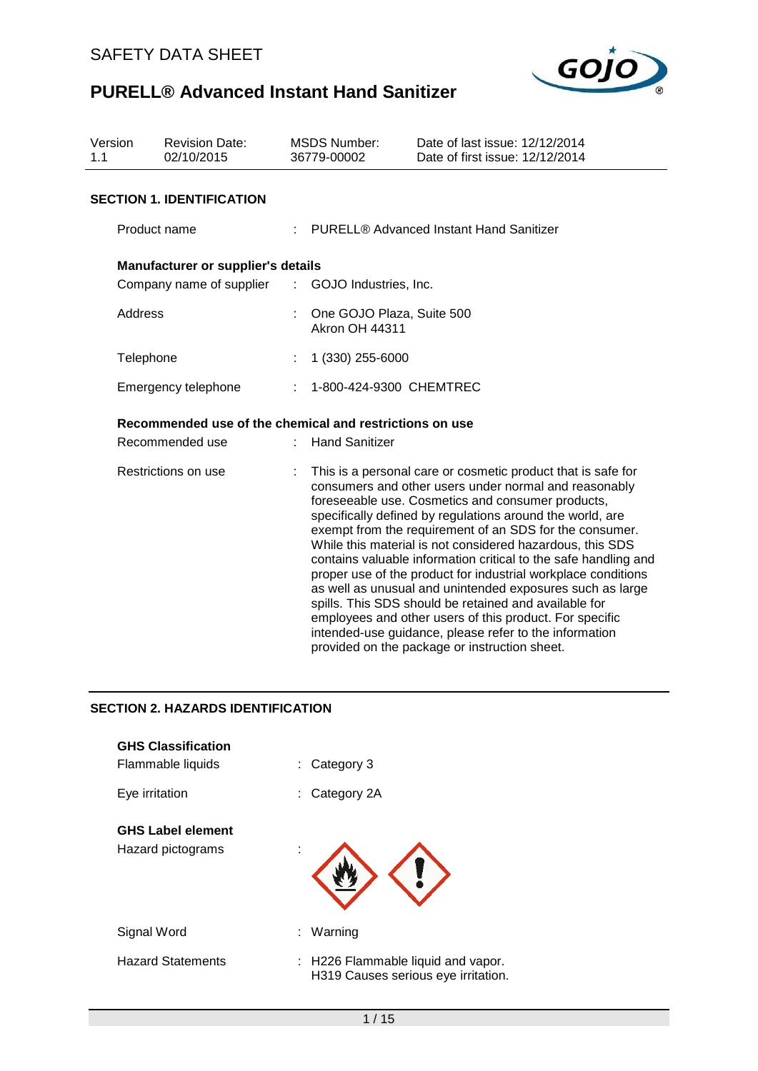SAFETY DATA SHEET

# PURELL® Advanced Instant Hand Sanitizer

| Version | Revision Date: | MSDS Number: | Date of last issue: 12/12/2014 |
| --- | --- | --- | --- |
| 1.1 | 02/10/2015 | 36779-00002 | Date of first issue: 12/12/2014 |

## SECTION 1. IDENTIFICATION

Product name : PURELL® Advanced Instant Hand Sanitizer

**Manufacturer or supplier's details**

Company name of supplier : GOJO Industries, Inc.

Address : One GOJO Plaza, Suite 500
Akron OH 44311

Telephone : 1 (330) 255-6000

Emergency telephone : 1-800-424-9300 CHEMTREC

**Recommended use of the chemical and restrictions on use**

Recommended use : Hand Sanitizer

Restrictions on use : This is a personal care or cosmetic product that is safe for consumers and other users under normal and reasonably foreseeable use. Cosmetics and consumer products, specifically defined by regulations around the world, are exempt from the requirement of an SDS for the consumer. While this material is not considered hazardous, this SDS contains valuable information critical to the safe handling and proper use of the product for industrial workplace conditions as well as unusual and unintended exposures such as large spills. This SDS should be retained and available for employees and other users of this product. For specific intended-use guidance, please refer to the information provided on the package or instruction sheet.

## SECTION 2. HAZARDS IDENTIFICATION

**GHS Classification**

Flammable liquids : Category 3

Eye irritation : Category 2A

**GHS Label element**

Hazard pictograms :

Signal Word : Warning

Hazard Statements : H226 Flammable liquid and vapor.
H319 Causes serious eye irritation.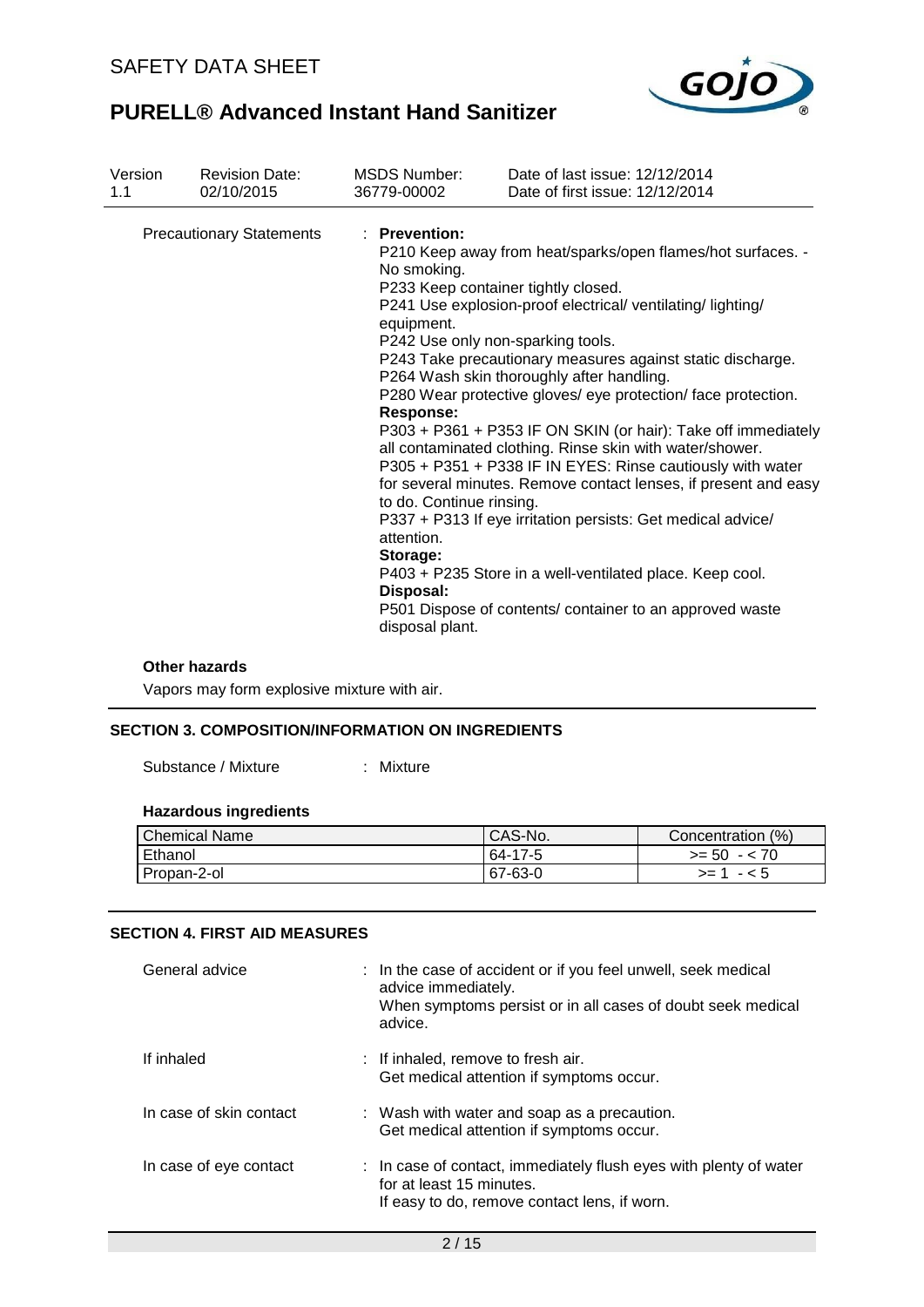| Version | Revision Date: | MSDS Number: | Date of last issue: 12/12/2014 |
|---|---|---|---|
| 1.1 | 02/10/2015 | 36779-00002 | Date of first issue: 12/12/2014 |

Precautionary Statements : **Prevention:**
P210 Keep away from heat/sparks/open flames/hot surfaces. - No smoking.
P233 Keep container tightly closed.
P241 Use explosion-proof electrical/ ventilating/ lighting/ equipment.
P242 Use only non-sparking tools.
P243 Take precautionary measures against static discharge.
P264 Wash skin thoroughly after handling.
P280 Wear protective gloves/ eye protection/ face protection.
**Response:**
P303 + P361 + P353 IF ON SKIN (or hair): Take off immediately all contaminated clothing. Rinse skin with water/shower.
P305 + P351 + P338 IF IN EYES: Rinse cautiously with water for several minutes. Remove contact lenses, if present and easy to do. Continue rinsing.
P337 + P313 If eye irritation persists: Get medical advice/ attention.
**Storage:**
P403 + P235 Store in a well-ventilated place. Keep cool.
**Disposal:**
P501 Dispose of contents/ container to an approved waste disposal plant.

**Other hazards**

Vapors may form explosive mixture with air.

## SECTION 3. COMPOSITION/INFORMATION ON INGREDIENTS

Substance / Mixture : Mixture

**Hazardous ingredients**

| Chemical Name | CAS-No. | Concentration (%) |
|---|---|---|
| Ethanol | 64-17-5 | >= 50 - < 70 |
| Propan-2-ol | 67-63-0 | >= 1 - < 5 |

## SECTION 4. FIRST AID MEASURES

General advice : In the case of accident or if you feel unwell, seek medical advice immediately.
When symptoms persist or in all cases of doubt seek medical advice.

If inhaled : If inhaled, remove to fresh air.
Get medical attention if symptoms occur.

In case of skin contact : Wash with water and soap as a precaution.
Get medical attention if symptoms occur.

In case of eye contact : In case of contact, immediately flush eyes with plenty of water for at least 15 minutes.
If easy to do, remove contact lens, if worn.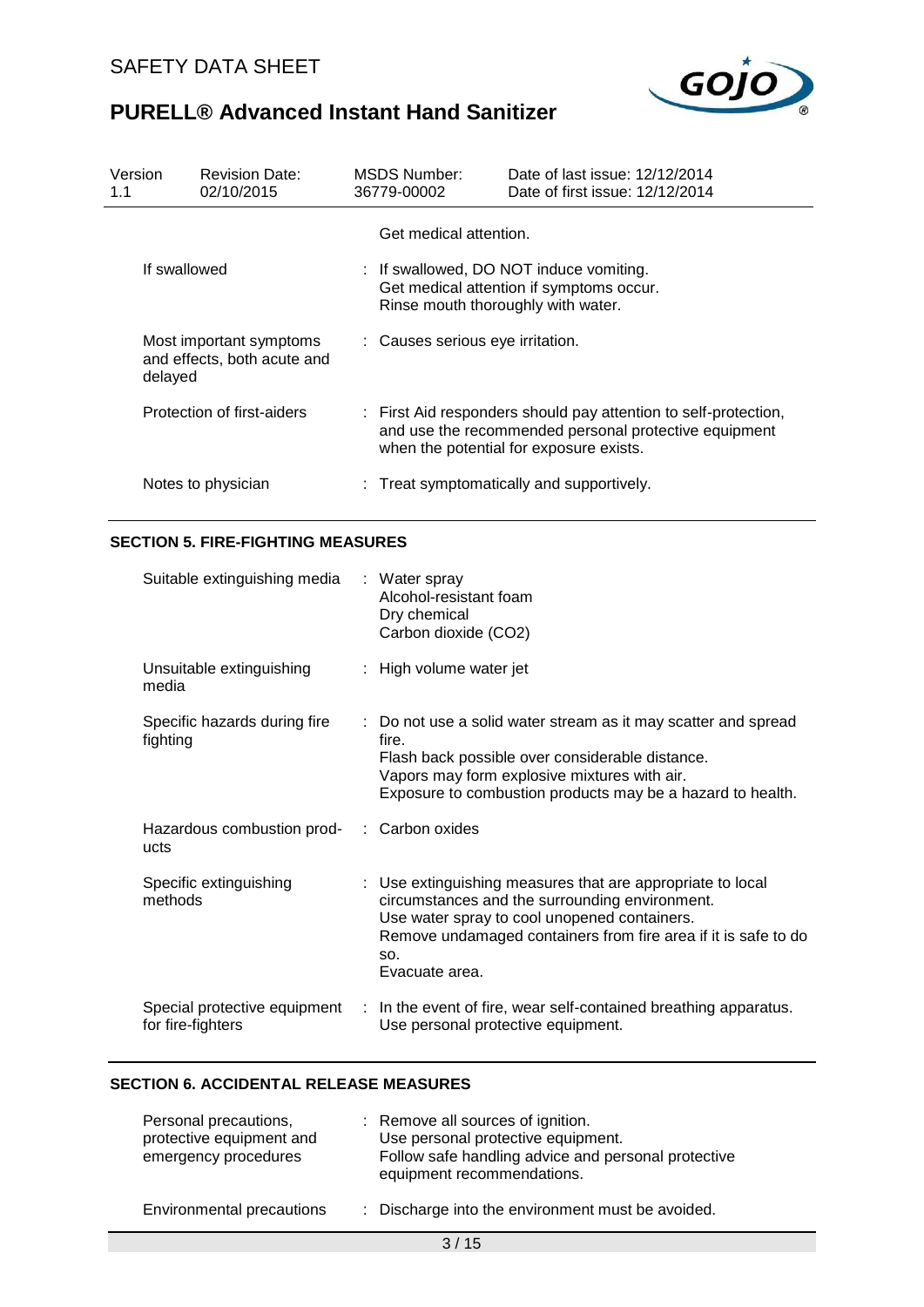| Version 1.1 | Revision Date: 02/10/2015 | MSDS Number: 36779-00002 | Date of last issue: 12/12/2014<br>Date of first issue: 12/12/2014 |
|---|---|---|---|

| | |
|---|---|
| | Get medical attention. |
| If swallowed | : If swallowed, DO NOT induce vomiting.<br>Get medical attention if symptoms occur.<br>Rinse mouth thoroughly with water. |
| Most important symptoms and effects, both acute and delayed | : Causes serious eye irritation. |
| Protection of first-aiders | : First Aid responders should pay attention to self-protection, and use the recommended personal protective equipment when the potential for exposure exists. |
| Notes to physician | : Treat symptomatically and supportively. |

## SECTION 5. FIRE-FIGHTING MEASURES

| | |
|---|---|
| Suitable extinguishing media | : Water spray<br>Alcohol-resistant foam<br>Dry chemical<br>Carbon dioxide (CO2) |
| Unsuitable extinguishing media | : High volume water jet |
| Specific hazards during fire fighting | : Do not use a solid water stream as it may scatter and spread fire.<br>Flash back possible over considerable distance.<br>Vapors may form explosive mixtures with air.<br>Exposure to combustion products may be a hazard to health. |
| Hazardous combustion products | : Carbon oxides |
| Specific extinguishing methods | : Use extinguishing measures that are appropriate to local circumstances and the surrounding environment.<br>Use water spray to cool unopened containers.<br>Remove undamaged containers from fire area if it is safe to do so.<br>Evacuate area. |
| Special protective equipment for fire-fighters | : In the event of fire, wear self-contained breathing apparatus.<br>Use personal protective equipment. |

## SECTION 6. ACCIDENTAL RELEASE MEASURES

| | |
|---|---|
| Personal precautions, protective equipment and emergency procedures | : Remove all sources of ignition.<br>Use personal protective equipment.<br>Follow safe handling advice and personal protective equipment recommendations. |
| Environmental precautions | : Discharge into the environment must be avoided. |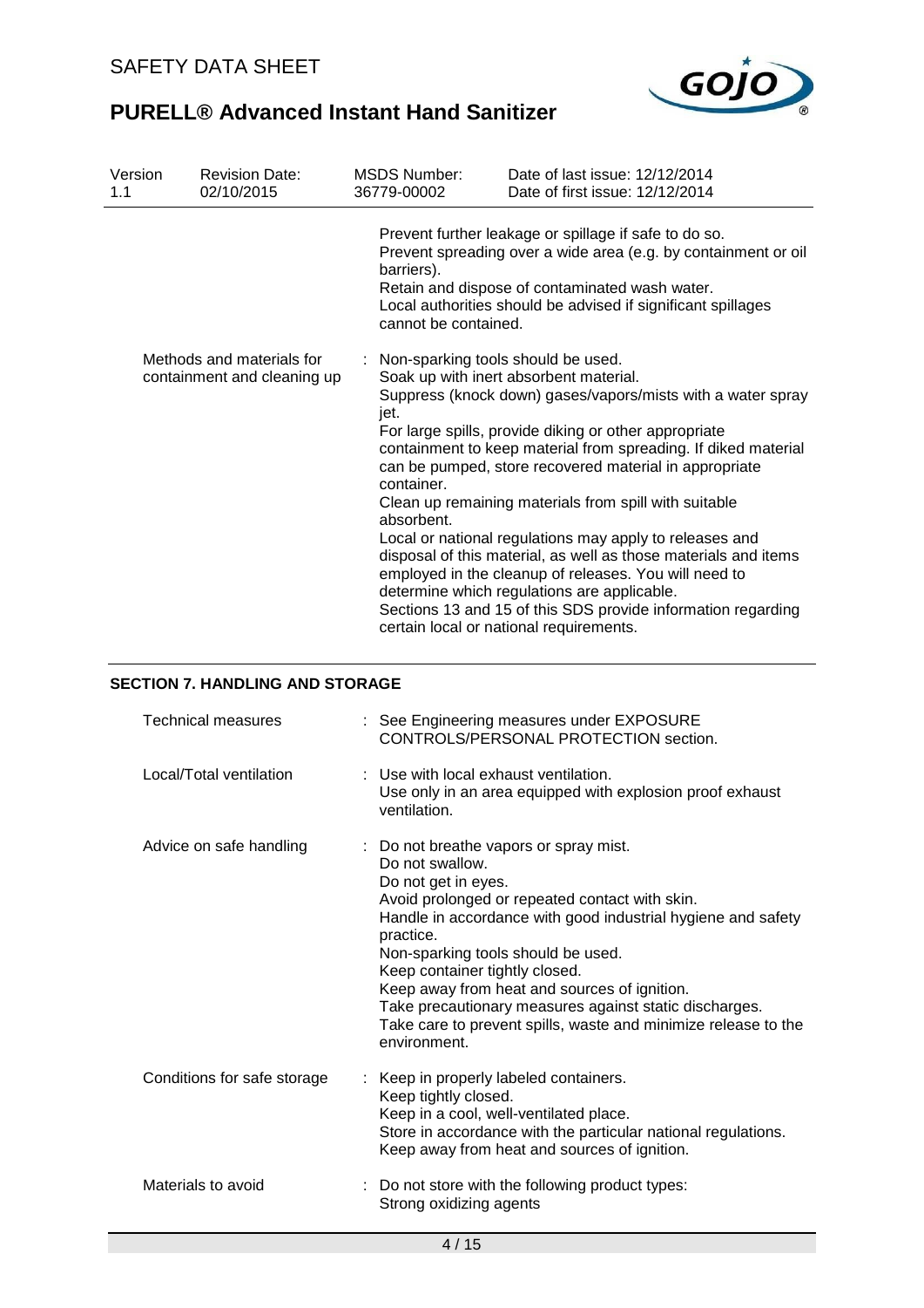| | |
|---|---|
| | Prevent further leakage or spillage if safe to do so.<br>Prevent spreading over a wide area (e.g. by containment or oil barriers).<br>Retain and dispose of contaminated wash water.<br>Local authorities should be advised if significant spillages cannot be contained. |
| Methods and materials for containment and cleaning up | : Non-sparking tools should be used.<br>Soak up with inert absorbent material.<br>Suppress (knock down) gases/vapors/mists with a water spray jet.<br>For large spills, provide diking or other appropriate containment to keep material from spreading. If diked material can be pumped, store recovered material in appropriate container.<br>Clean up remaining materials from spill with suitable absorbent.<br>Local or national regulations may apply to releases and disposal of this material, as well as those materials and items employed in the cleanup of releases. You will need to determine which regulations are applicable.<br>Sections 13 and 15 of this SDS provide information regarding certain local or national requirements. |

## SECTION 7. HANDLING AND STORAGE

| | |
|---|---|
| Technical measures | : See Engineering measures under EXPOSURE CONTROLS/PERSONAL PROTECTION section. |
| Local/Total ventilation | : Use with local exhaust ventilation.<br>Use only in an area equipped with explosion proof exhaust ventilation. |
| Advice on safe handling | : Do not breathe vapors or spray mist.<br>Do not swallow.<br>Do not get in eyes.<br>Avoid prolonged or repeated contact with skin.<br>Handle in accordance with good industrial hygiene and safety practice.<br>Non-sparking tools should be used.<br>Keep container tightly closed.<br>Keep away from heat and sources of ignition.<br>Take precautionary measures against static discharges.<br>Take care to prevent spills, waste and minimize release to the environment. |
| Conditions for safe storage | : Keep in properly labeled containers.<br>Keep tightly closed.<br>Keep in a cool, well-ventilated place.<br>Store in accordance with the particular national regulations.<br>Keep away from heat and sources of ignition. |
| Materials to avoid | : Do not store with the following product types:<br>Strong oxidizing agents |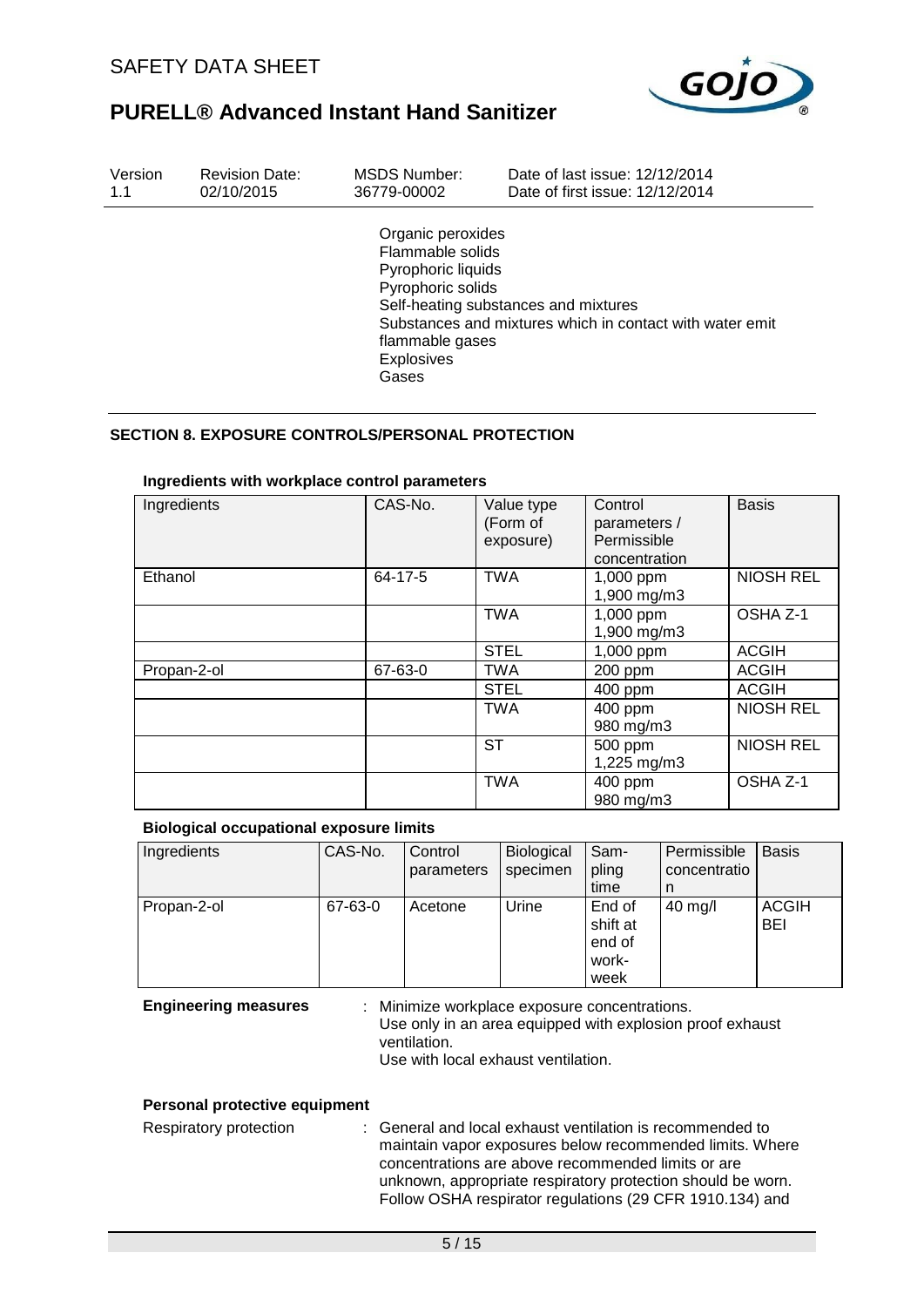Organic peroxides
Flammable solids
Pyrophoric liquids
Pyrophoric solids
Self-heating substances and mixtures
Substances and mixtures which in contact with water emit flammable gases
Explosives
Gases

## SECTION 8. EXPOSURE CONTROLS/PERSONAL PROTECTION

**Ingredients with workplace control parameters**

| Ingredients | CAS-No. | Value type (Form of exposure) | Control parameters / Permissible concentration | Basis |
|---|---|---|---|---|
| Ethanol | 64-17-5 | TWA | 1,000 ppm 1,900 mg/m3 | NIOSH REL |
| | | TWA | 1,000 ppm 1,900 mg/m3 | OSHA Z-1 |
| | | STEL | 1,000 ppm | ACGIH |
| Propan-2-ol | 67-63-0 | TWA | 200 ppm | ACGIH |
| | | STEL | 400 ppm | ACGIH |
| | | TWA | 400 ppm 980 mg/m3 | NIOSH REL |
| | | ST | 500 ppm 1,225 mg/m3 | NIOSH REL |
| | | TWA | 400 ppm 980 mg/m3 | OSHA Z-1 |

**Biological occupational exposure limits**

| Ingredients | CAS-No. | Control parameters | Biological specimen | Sampling time | Permissible concentration | Basis |
|---|---|---|---|---|---|---|
| Propan-2-ol | 67-63-0 | Acetone | Urine | End of shift at end of workweek | 40 mg/l | ACGIH BEI |

**Engineering measures** : Minimize workplace exposure concentrations.
Use only in an area equipped with explosion proof exhaust ventilation.
Use with local exhaust ventilation.

**Personal protective equipment**

Respiratory protection : General and local exhaust ventilation is recommended to maintain vapor exposures below recommended limits. Where concentrations are above recommended limits or are unknown, appropriate respiratory protection should be worn. Follow OSHA respirator regulations (29 CFR 1910.134) and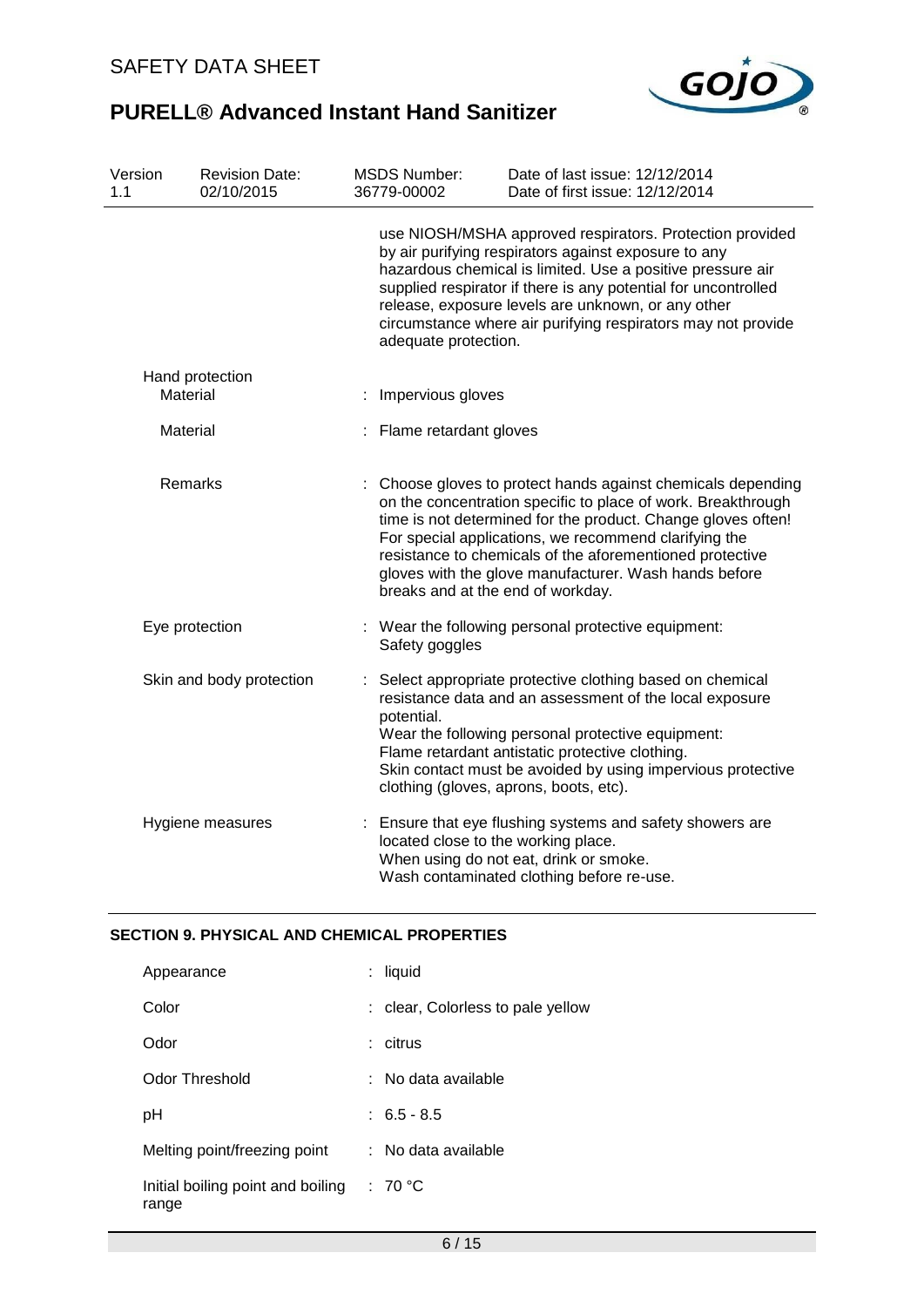| | |
|---|---|
| | use NIOSH/MSHA approved respirators. Protection provided by air purifying respirators against exposure to any hazardous chemical is limited. Use a positive pressure air supplied respirator if there is any potential for uncontrolled release, exposure levels are unknown, or any other circumstance where air purifying respirators may not provide adequate protection. |
| Hand protection | |
| Material | : Impervious gloves |
| Material | : Flame retardant gloves |
| Remarks | : Choose gloves to protect hands against chemicals depending on the concentration specific to place of work. Breakthrough time is not determined for the product. Change gloves often! For special applications, we recommend clarifying the resistance to chemicals of the aforementioned protective gloves with the glove manufacturer. Wash hands before breaks and at the end of workday. |
| Eye protection | : Wear the following personal protective equipment: Safety goggles |
| Skin and body protection | : Select appropriate protective clothing based on chemical resistance data and an assessment of the local exposure potential. Wear the following personal protective equipment: Flame retardant antistatic protective clothing. Skin contact must be avoided by using impervious protective clothing (gloves, aprons, boots, etc). |
| Hygiene measures | : Ensure that eye flushing systems and safety showers are located close to the working place. When using do not eat, drink or smoke. Wash contaminated clothing before re-use. |

## SECTION 9. PHYSICAL AND CHEMICAL PROPERTIES

| | |
|---|---|
| Appearance | : liquid |
| Color | : clear, Colorless to pale yellow |
| Odor | : citrus |
| Odor Threshold | : No data available |
| pH | : 6.5 - 8.5 |
| Melting point/freezing point | : No data available |
| Initial boiling point and boiling range | : 70 °C |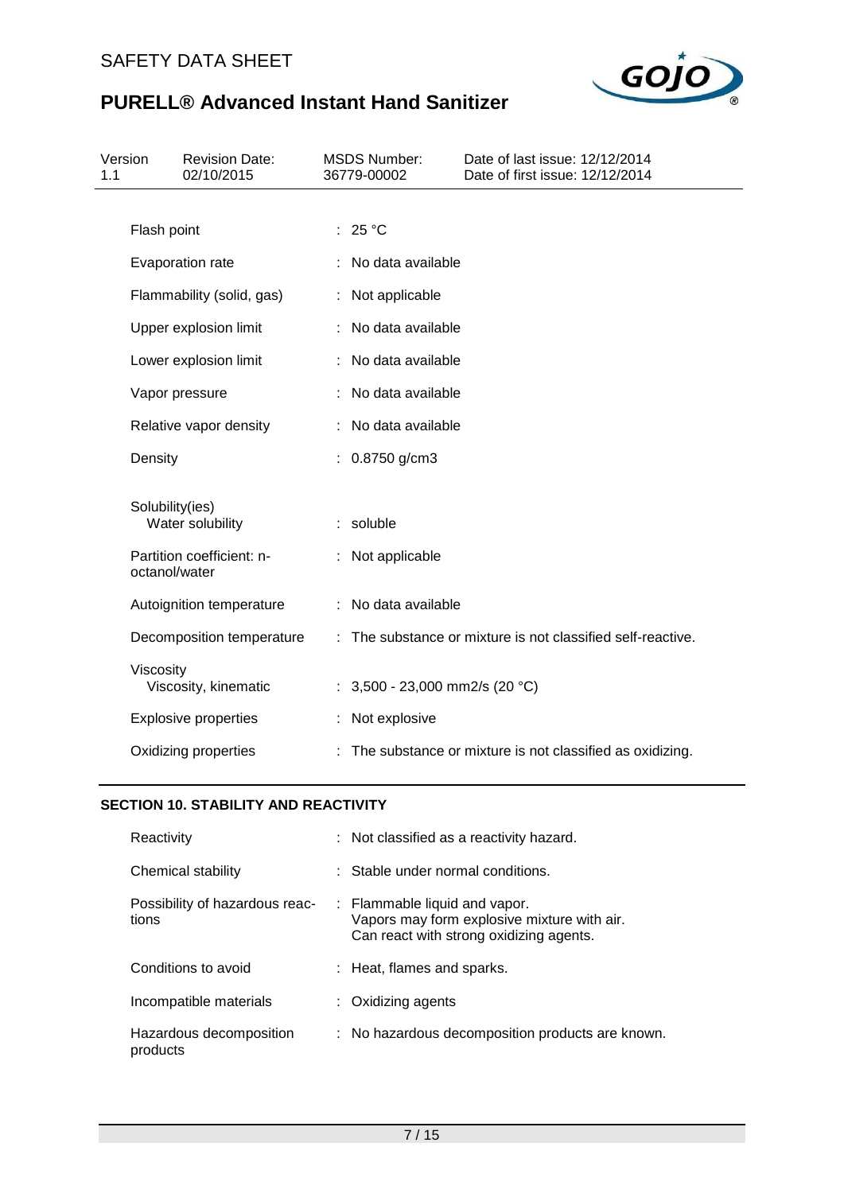| | |
|---|---|
| Flash point | : 25 °C |
| Evaporation rate | : No data available |
| Flammability (solid, gas) | : Not applicable |
| Upper explosion limit | : No data available |
| Lower explosion limit | : No data available |
| Vapor pressure | : No data available |
| Relative vapor density | : No data available |
| Density | : 0.8750 g/cm3 |
| Solubility(ies) | |
| Water solubility | : soluble |
| Partition coefficient: n-octanol/water | : Not applicable |
| Autoignition temperature | : No data available |
| Decomposition temperature | : The substance or mixture is not classified self-reactive. |
| Viscosity | |
| Viscosity, kinematic | : 3,500 - 23,000 mm2/s (20 °C) |
| Explosive properties | : Not explosive |
| Oxidizing properties | : The substance or mixture is not classified as oxidizing. |

## SECTION 10. STABILITY AND REACTIVITY

| | |
|---|---|
| Reactivity | : Not classified as a reactivity hazard. |
| Chemical stability | : Stable under normal conditions. |
| Possibility of hazardous reactions | : Flammable liquid and vapor. Vapors may form explosive mixture with air. Can react with strong oxidizing agents. |
| Conditions to avoid | : Heat, flames and sparks. |
| Incompatible materials | : Oxidizing agents |
| Hazardous decomposition products | : No hazardous decomposition products are known. |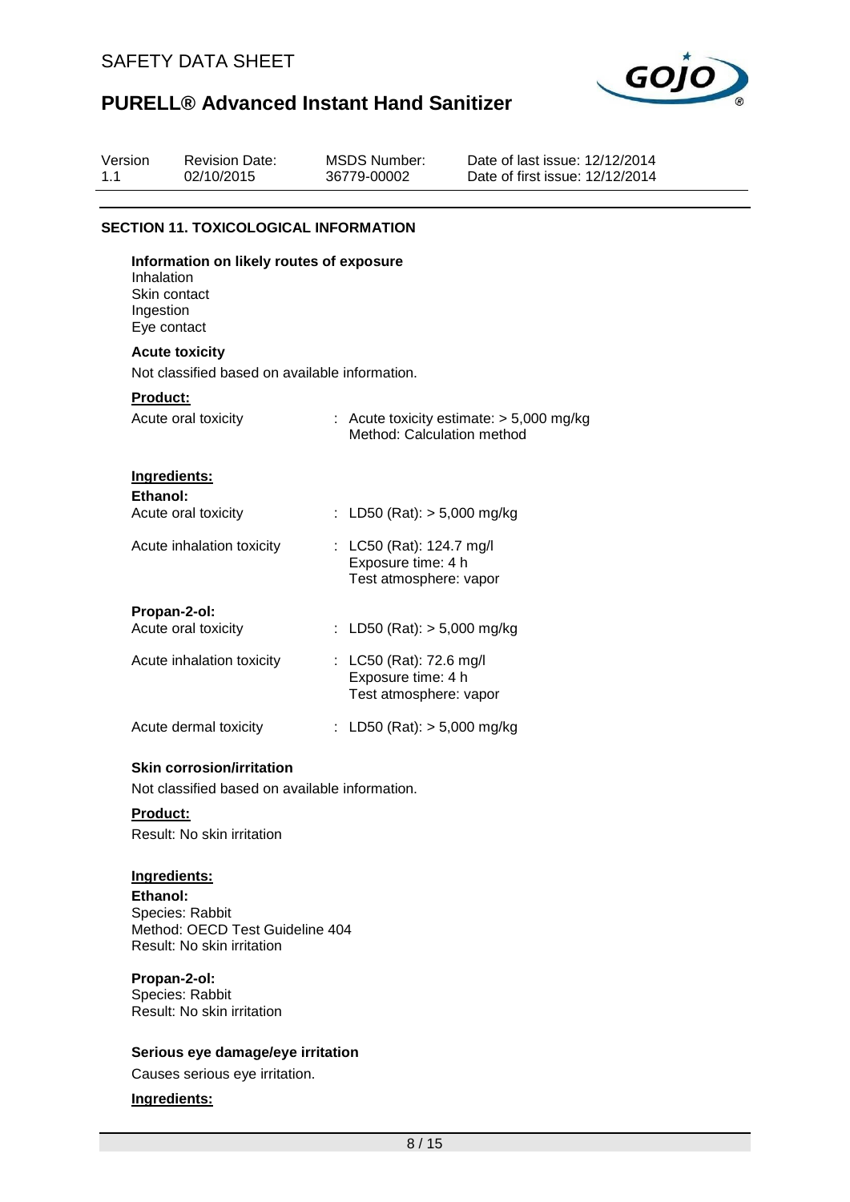| Version | Revision Date: | MSDS Number: | Date of last issue: 12/12/2014 |
|---|---|---|---|
| 1.1 | 02/10/2015 | 36779-00002 | Date of first issue: 12/12/2014 |

## SECTION 11. TOXICOLOGICAL INFORMATION

**Information on likely routes of exposure**
Inhalation
Skin contact
Ingestion
Eye contact

**Acute toxicity**

Not classified based on available information.

**Product:**

Acute oral toxicity : Acute toxicity estimate: > 5,000 mg/kg
Method: Calculation method

**Ingredients:**

**Ethanol:**

Acute oral toxicity : LD50 (Rat): > 5,000 mg/kg

Acute inhalation toxicity : LC50 (Rat): 124.7 mg/l
Exposure time: 4 h
Test atmosphere: vapor

**Propan-2-ol:**

Acute oral toxicity : LD50 (Rat): > 5,000 mg/kg

Acute inhalation toxicity : LC50 (Rat): 72.6 mg/l
Exposure time: 4 h
Test atmosphere: vapor

Acute dermal toxicity : LD50 (Rat): > 5,000 mg/kg

**Skin corrosion/irritation**

Not classified based on available information.

**Product:**

Result: No skin irritation

**Ingredients:**

**Ethanol:**
Species: Rabbit
Method: OECD Test Guideline 404
Result: No skin irritation

**Propan-2-ol:**
Species: Rabbit
Result: No skin irritation

**Serious eye damage/eye irritation**

Causes serious eye irritation.

**Ingredients:**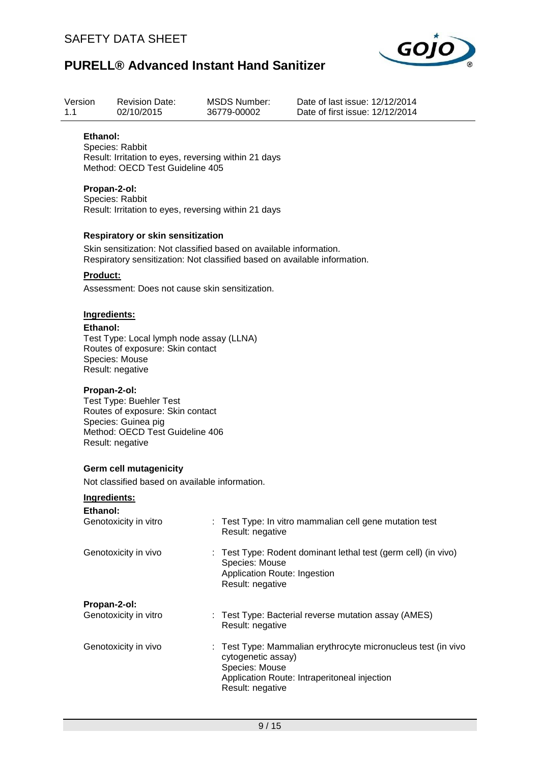**Ethanol:**
Species: Rabbit
Result: Irritation to eyes, reversing within 21 days
Method: OECD Test Guideline 405

**Propan-2-ol:**
Species: Rabbit
Result: Irritation to eyes, reversing within 21 days

**Respiratory or skin sensitization**

Skin sensitization: Not classified based on available information.
Respiratory sensitization: Not classified based on available information.

**Product:**

Assessment: Does not cause skin sensitization.

**Ingredients:**

**Ethanol:**
Test Type: Local lymph node assay (LLNA)
Routes of exposure: Skin contact
Species: Mouse
Result: negative

**Propan-2-ol:**
Test Type: Buehler Test
Routes of exposure: Skin contact
Species: Guinea pig
Method: OECD Test Guideline 406
Result: negative

**Germ cell mutagenicity**

Not classified based on available information.

**Ingredients:**

**Ethanol:**

Genotoxicity in vitro : Test Type: In vitro mammalian cell gene mutation test
Result: negative

Genotoxicity in vivo : Test Type: Rodent dominant lethal test (germ cell) (in vivo)
Species: Mouse
Application Route: Ingestion
Result: negative

**Propan-2-ol:**

Genotoxicity in vitro : Test Type: Bacterial reverse mutation assay (AMES)
Result: negative

Genotoxicity in vivo : Test Type: Mammalian erythrocyte micronucleus test (in vivo cytogenetic assay)
Species: Mouse
Application Route: Intraperitoneal injection
Result: negative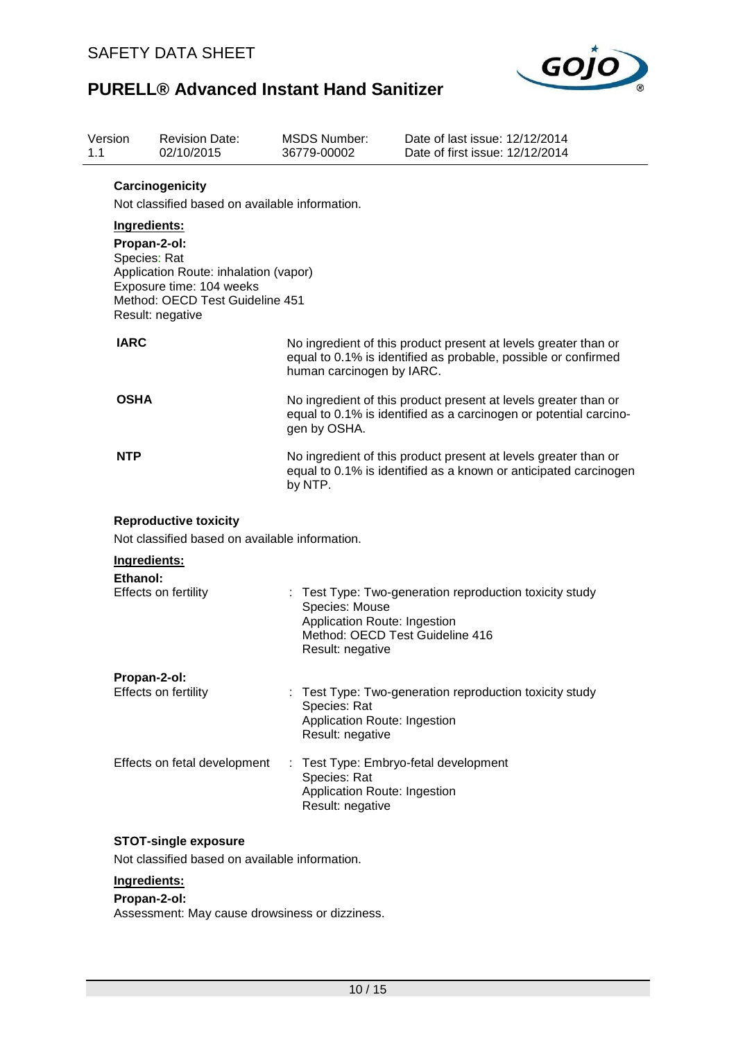**Carcinogenicity**

Not classified based on available information.

**Ingredients:**

**Propan-2-ol:**
Species: Rat
Application Route: inhalation (vapor)
Exposure time: 104 weeks
Method: OECD Test Guideline 451
Result: negative

| | |
|---|---|
| **IARC** | No ingredient of this product present at levels greater than or equal to 0.1% is identified as probable, possible or confirmed human carcinogen by IARC. |
| **OSHA** | No ingredient of this product present at levels greater than or equal to 0.1% is identified as a carcinogen or potential carcinogen by OSHA. |
| **NTP** | No ingredient of this product present at levels greater than or equal to 0.1% is identified as a known or anticipated carcinogen by NTP. |

**Reproductive toxicity**

Not classified based on available information.

**Ingredients:**

**Ethanol:**

Effects on fertility : Test Type: Two-generation reproduction toxicity study
Species: Mouse
Application Route: Ingestion
Method: OECD Test Guideline 416
Result: negative

**Propan-2-ol:**

Effects on fertility : Test Type: Two-generation reproduction toxicity study
Species: Rat
Application Route: Ingestion
Result: negative

Effects on fetal development : Test Type: Embryo-fetal development
Species: Rat
Application Route: Ingestion
Result: negative

**STOT-single exposure**

Not classified based on available information.

**Ingredients:**

**Propan-2-ol:**
Assessment: May cause drowsiness or dizziness.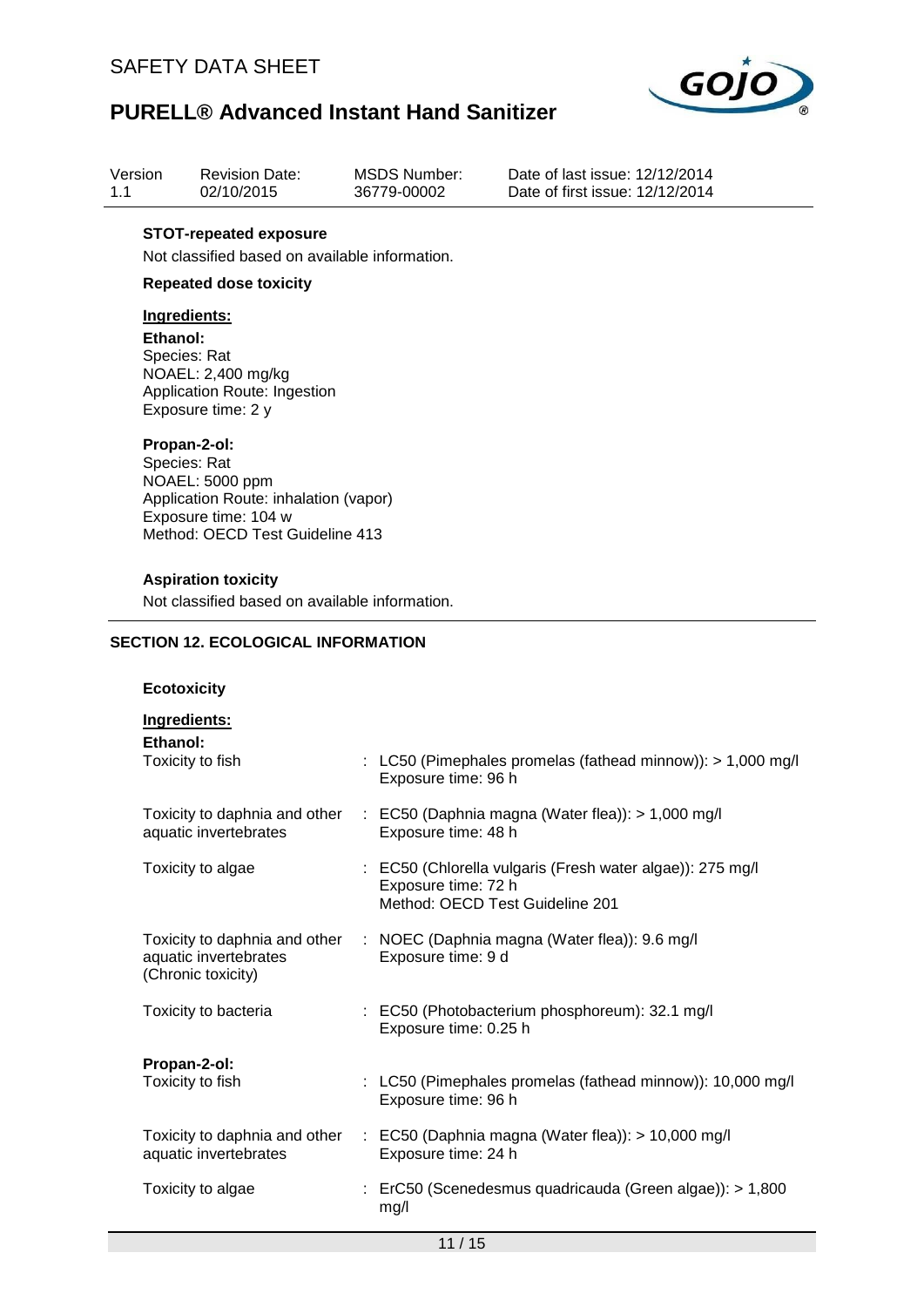**STOT-repeated exposure**

Not classified based on available information.

**Repeated dose toxicity**

**Ingredients:**

**Ethanol:**
Species: Rat
NOAEL: 2,400 mg/kg
Application Route: Ingestion
Exposure time: 2 y

**Propan-2-ol:**
Species: Rat
NOAEL: 5000 ppm
Application Route: inhalation (vapor)
Exposure time: 104 w
Method: OECD Test Guideline 413

**Aspiration toxicity**

Not classified based on available information.

## SECTION 12. ECOLOGICAL INFORMATION

**Ecotoxicity**

**Ingredients:**

**Ethanol:**

| | |
|---|---|
| Toxicity to fish | : LC50 (Pimephales promelas (fathead minnow)): > 1,000 mg/l<br>Exposure time: 96 h |
| Toxicity to daphnia and other aquatic invertebrates | : EC50 (Daphnia magna (Water flea)): > 1,000 mg/l<br>Exposure time: 48 h |
| Toxicity to algae | : EC50 (Chlorella vulgaris (Fresh water algae)): 275 mg/l<br>Exposure time: 72 h<br>Method: OECD Test Guideline 201 |
| Toxicity to daphnia and other aquatic invertebrates (Chronic toxicity) | : NOEC (Daphnia magna (Water flea)): 9.6 mg/l<br>Exposure time: 9 d |
| Toxicity to bacteria | : EC50 (Photobacterium phosphoreum): 32.1 mg/l<br>Exposure time: 0.25 h |

**Propan-2-ol:**

| | |
|---|---|
| Toxicity to fish | : LC50 (Pimephales promelas (fathead minnow)): 10,000 mg/l<br>Exposure time: 96 h |
| Toxicity to daphnia and other aquatic invertebrates | : EC50 (Daphnia magna (Water flea)): > 10,000 mg/l<br>Exposure time: 24 h |
| Toxicity to algae | : ErC50 (Scenedesmus quadricauda (Green algae)): > 1,800 mg/l |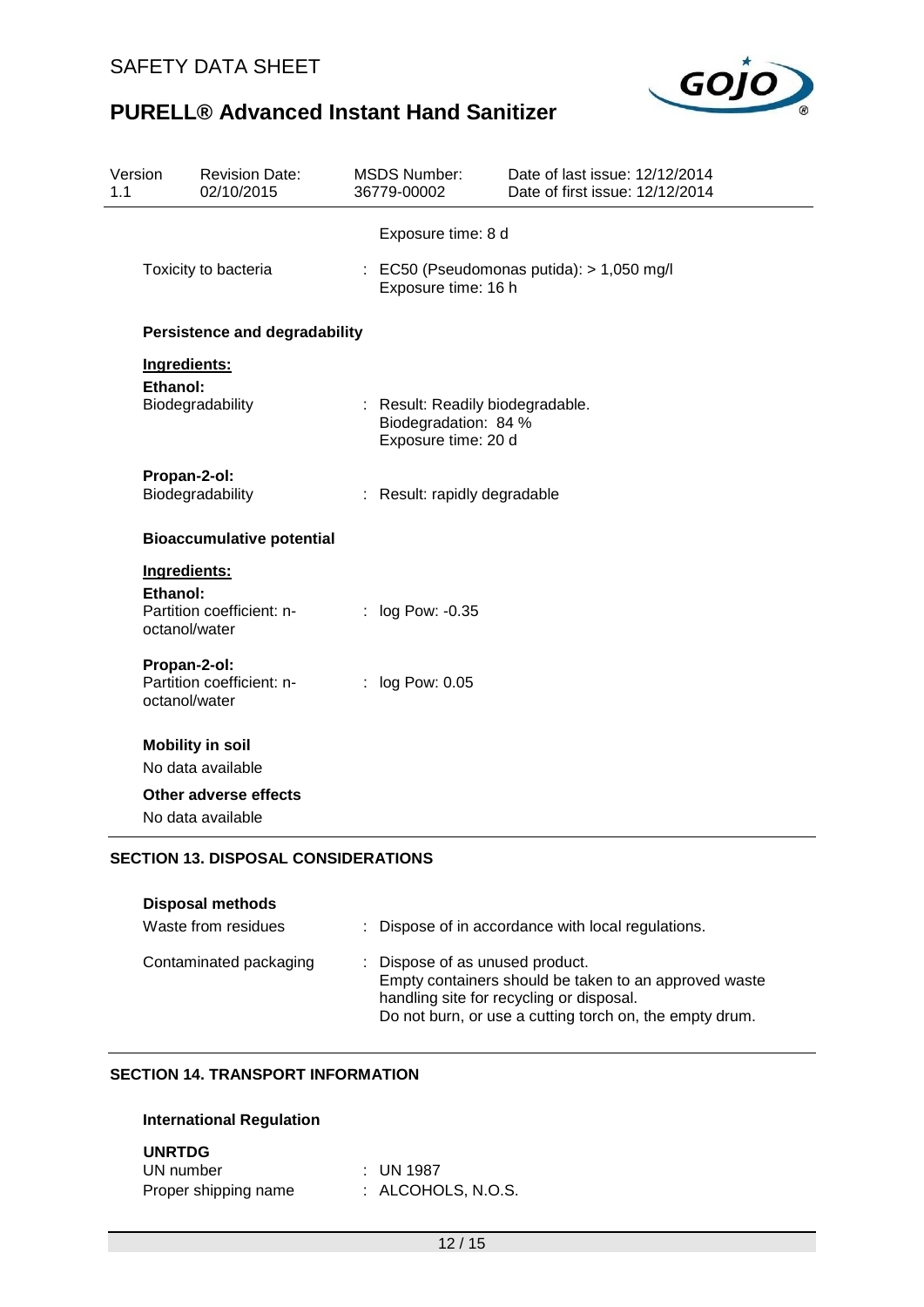Exposure time: 8 d

Toxicity to bacteria : EC50 (Pseudomonas putida): > 1,050 mg/l
Exposure time: 16 h

**Persistence and degradability**

**Ingredients:**

**Ethanol:**

Biodegradability : Result: Readily biodegradable.
Biodegradation: 84 %
Exposure time: 20 d

**Propan-2-ol:**

Biodegradability : Result: rapidly degradable

**Bioaccumulative potential**

**Ingredients:**

**Ethanol:**

Partition coefficient: n-octanol/water : log Pow: -0.35

**Propan-2-ol:**

Partition coefficient: n-octanol/water : log Pow: 0.05

**Mobility in soil**

No data available

**Other adverse effects**

No data available

## SECTION 13. DISPOSAL CONSIDERATIONS

**Disposal methods**

Waste from residues : Dispose of in accordance with local regulations.

Contaminated packaging : Dispose of as unused product.
Empty containers should be taken to an approved waste handling site for recycling or disposal.
Do not burn, or use a cutting torch on, the empty drum.

## SECTION 14. TRANSPORT INFORMATION

**International Regulation**

**UNRTDG**

UN number : UN 1987

Proper shipping name : ALCOHOLS, N.O.S.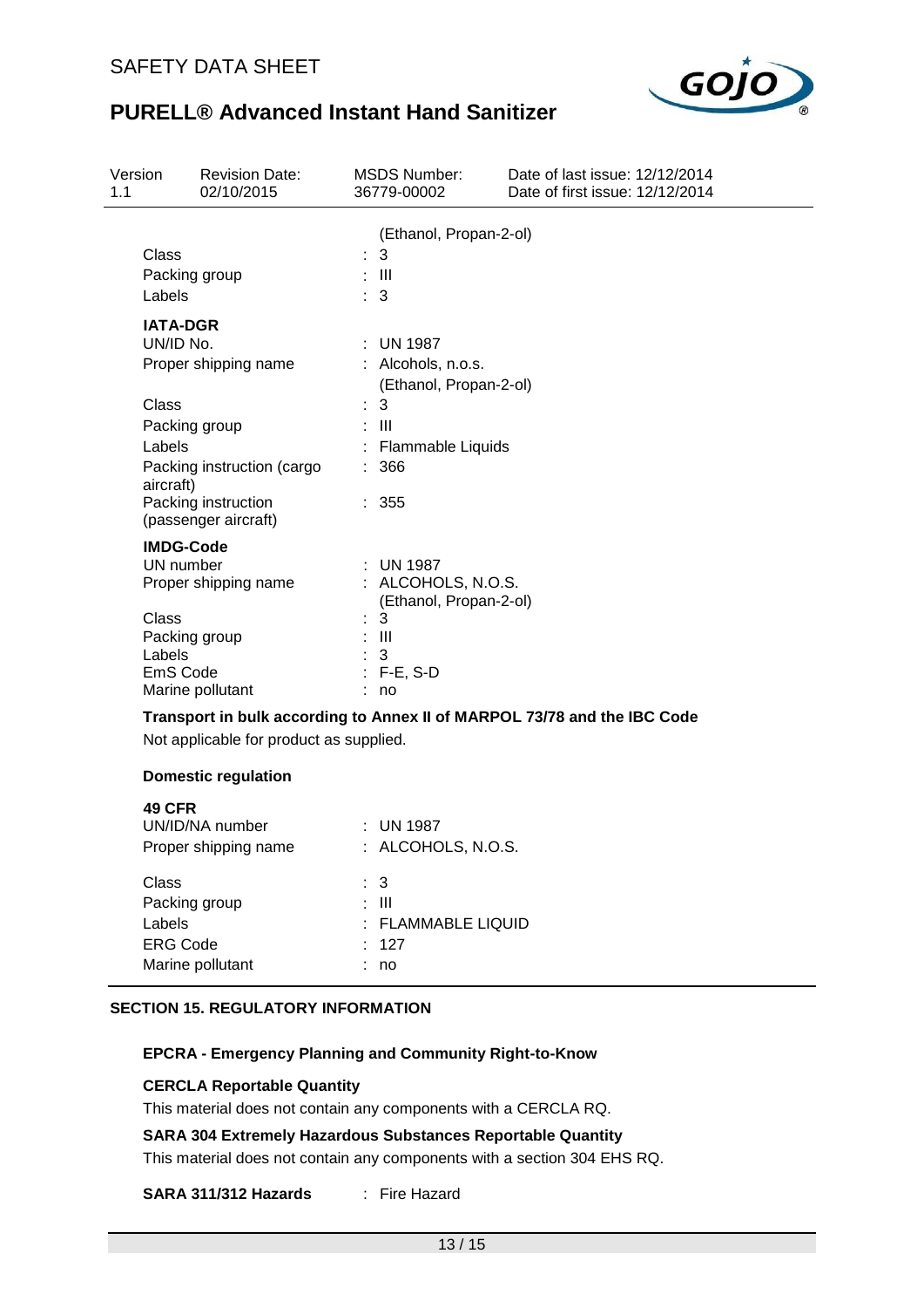| | |
|---|---|
| | (Ethanol, Propan-2-ol) |
| Class | : 3 |
| Packing group | : III |
| Labels | : 3 |

**IATA-DGR**

| | |
|---|---|
| UN/ID No. | : UN 1987 |
| Proper shipping name | : Alcohols, n.o.s. (Ethanol, Propan-2-ol) |
| Class | : 3 |
| Packing group | : III |
| Labels | : Flammable Liquids |
| Packing instruction (cargo aircraft) | : 366 |
| Packing instruction (passenger aircraft) | : 355 |

**IMDG-Code**

| | |
|---|---|
| UN number | : UN 1987 |
| Proper shipping name | : ALCOHOLS, N.O.S. (Ethanol, Propan-2-ol) |
| Class | : 3 |
| Packing group | : III |
| Labels | : 3 |
| EmS Code | : F-E, S-D |
| Marine pollutant | : no |

**Transport in bulk according to Annex II of MARPOL 73/78 and the IBC Code**

Not applicable for product as supplied.

**Domestic regulation**

**49 CFR**

| | |
|---|---|
| UN/ID/NA number | : UN 1987 |
| Proper shipping name | : ALCOHOLS, N.O.S. |
| Class | : 3 |
| Packing group | : III |
| Labels | : FLAMMABLE LIQUID |
| ERG Code | : 127 |
| Marine pollutant | : no |

## SECTION 15. REGULATORY INFORMATION

**EPCRA - Emergency Planning and Community Right-to-Know**

**CERCLA Reportable Quantity**

This material does not contain any components with a CERCLA RQ.

**SARA 304 Extremely Hazardous Substances Reportable Quantity**

This material does not contain any components with a section 304 EHS RQ.

**SARA 311/312 Hazards** : Fire Hazard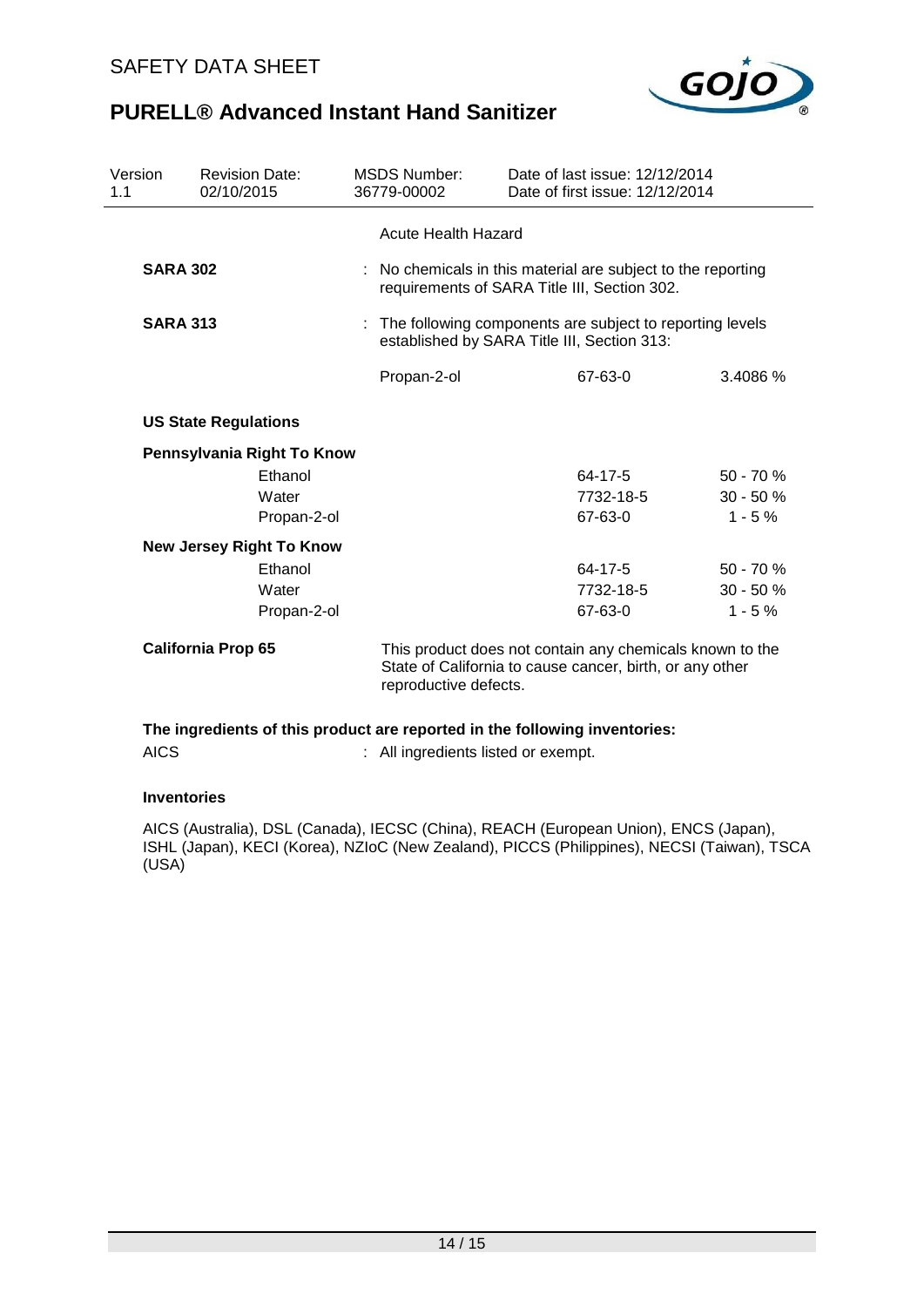Acute Health Hazard

**SARA 302** : No chemicals in this material are subject to the reporting requirements of SARA Title III, Section 302.

**SARA 313** : The following components are subject to reporting levels established by SARA Title III, Section 313:

| | | |
|---|---|---|
| Propan-2-ol | 67-63-0 | 3.4086 % |

**US State Regulations**

**Pennsylvania Right To Know**

| | | |
|---|---|---|
| Ethanol | 64-17-5 | 50 - 70 % |
| Water | 7732-18-5 | 30 - 50 % |
| Propan-2-ol | 67-63-0 | 1 - 5 % |

**New Jersey Right To Know**

| | | |
|---|---|---|
| Ethanol | 64-17-5 | 50 - 70 % |
| Water | 7732-18-5 | 30 - 50 % |
| Propan-2-ol | 67-63-0 | 1 - 5 % |

**California Prop 65** This product does not contain any chemicals known to the State of California to cause cancer, birth, or any other reproductive defects.

**The ingredients of this product are reported in the following inventories:**

AICS : All ingredients listed or exempt.

**Inventories**

AICS (Australia), DSL (Canada), IECSC (China), REACH (European Union), ENCS (Japan), ISHL (Japan), KECI (Korea), NZIoC (New Zealand), PICCS (Philippines), NECSI (Taiwan), TSCA (USA)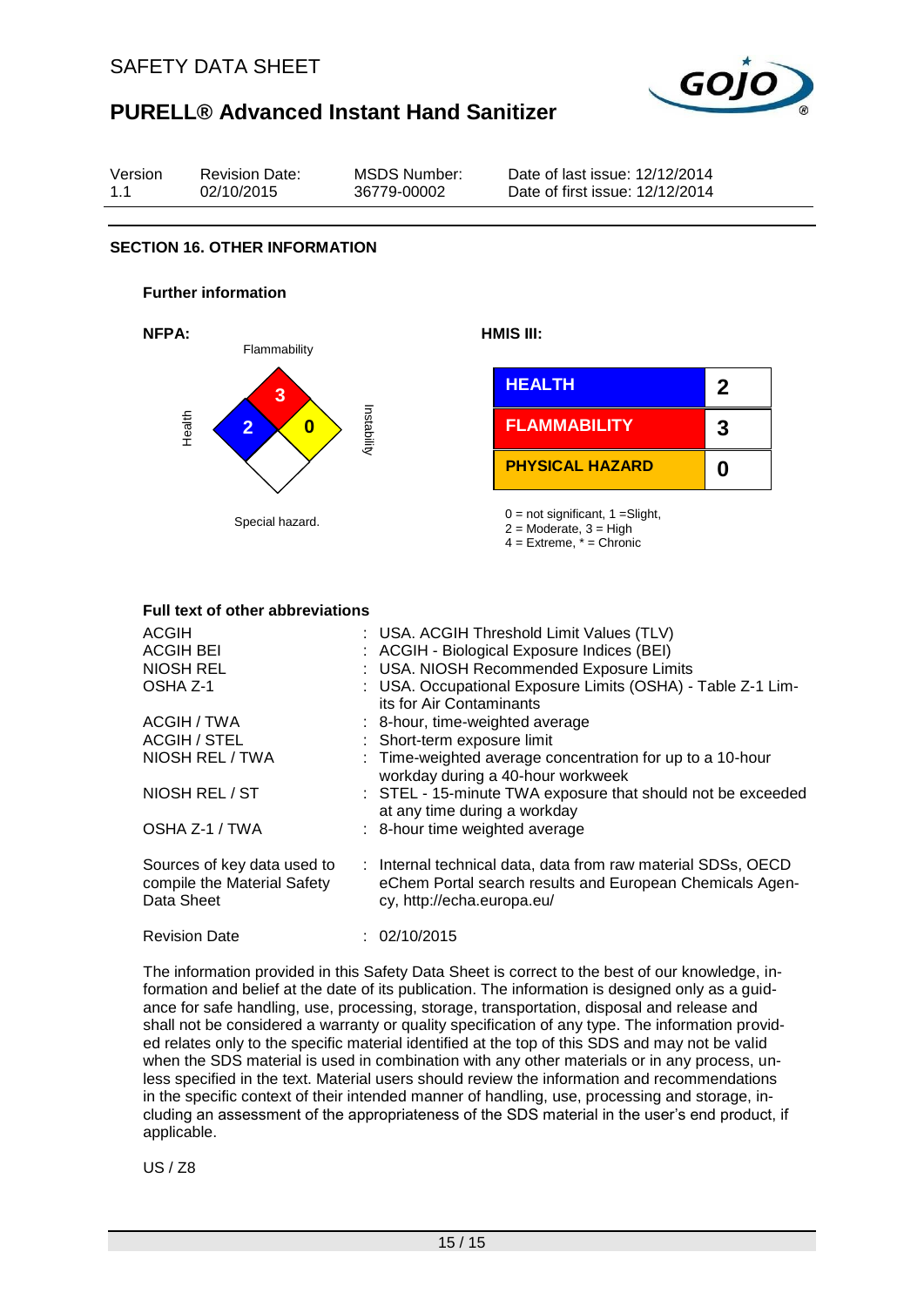SAFETY DATA SHEET

# PURELL® Advanced Instant Hand Sanitizer

| Version | Revision Date: | MSDS Number: | Date of last issue: 12/12/2014 |
|---|---|---|---|
| 1.1 | 02/10/2015 | 36779-00002 | Date of first issue: 12/12/2014 |

## SECTION 16. OTHER INFORMATION

### Further information

**NFPA:**

Flammability

Health

Instability

3

2

0

Special hazard.

**HMIS III:**

| | |
|---|---|
| HEALTH | 2 |
| FLAMMABILITY | 3 |
| PHYSICAL HAZARD | 0 |

0 = not significant, 1 =Slight,
2 = Moderate, 3 = High
4 = Extreme, * = Chronic

### Full text of other abbreviations

| | |
|---|---|
| ACGIH | : USA. ACGIH Threshold Limit Values (TLV) |
| ACGIH BEI | : ACGIH - Biological Exposure Indices (BEI) |
| NIOSH REL | : USA. NIOSH Recommended Exposure Limits |
| OSHA Z-1 | : USA. Occupational Exposure Limits (OSHA) - Table Z-1 Limits for Air Contaminants |
| ACGIH / TWA | : 8-hour, time-weighted average |
| ACGIH / STEL | : Short-term exposure limit |
| NIOSH REL / TWA | : Time-weighted average concentration for up to a 10-hour workday during a 40-hour workweek |
| NIOSH REL / ST | : STEL - 15-minute TWA exposure that should not be exceeded at any time during a workday |
| OSHA Z-1 / TWA | : 8-hour time weighted average |
| Sources of key data used to compile the Material Safety Data Sheet | : Internal technical data, data from raw material SDSs, OECD eChem Portal search results and European Chemicals Agency, http://echa.europa.eu/ |
| Revision Date | : 02/10/2015 |

The information provided in this Safety Data Sheet is correct to the best of our knowledge, information and belief at the date of its publication. The information is designed only as a guidance for safe handling, use, processing, storage, transportation, disposal and release and shall not be considered a warranty or quality specification of any type. The information provided relates only to the specific material identified at the top of this SDS and may not be valid when the SDS material is used in combination with any other materials or in any process, unless specified in the text. Material users should review the information and recommendations in the specific context of their intended manner of handling, use, processing and storage, including an assessment of the appropriateness of the SDS material in the user's end product, if applicable.

US / Z8